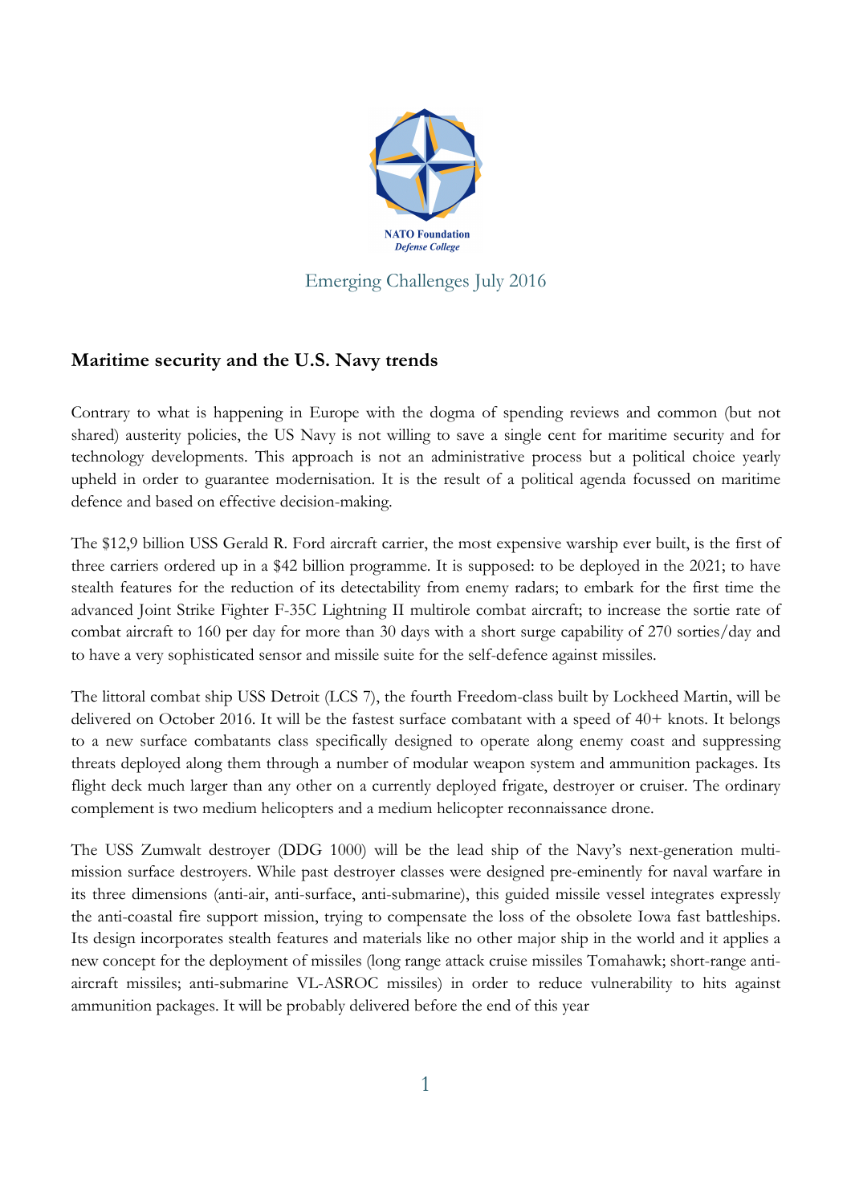NATO Foundation
*Defense College*

Emerging Challenges July 2016

## Maritime security and the U.S. Navy trends

Contrary to what is happening in Europe with the dogma of spending reviews and common (but not shared) austerity policies, the US Navy is not willing to save a single cent for maritime security and for technology developments. This approach is not an administrative process but a political choice yearly upheld in order to guarantee modernisation. It is the result of a political agenda focussed on maritime defence and based on effective decision-making.

The $12,9 billion USS Gerald R. Ford aircraft carrier, the most expensive warship ever built, is the first of three carriers ordered up in a $42 billion programme. It is supposed: to be deployed in the 2021; to have stealth features for the reduction of its detectability from enemy radars; to embark for the first time the advanced Joint Strike Fighter F-35C Lightning II multirole combat aircraft; to increase the sortie rate of combat aircraft to 160 per day for more than 30 days with a short surge capability of 270 sorties/day and to have a very sophisticated sensor and missile suite for the self-defence against missiles.

The littoral combat ship USS Detroit (LCS 7), the fourth Freedom-class built by Lockheed Martin, will be delivered on October 2016. It will be the fastest surface combatant with a speed of 40+ knots. It belongs to a new surface combatants class specifically designed to operate along enemy coast and suppressing threats deployed along them through a number of modular weapon system and ammunition packages. Its flight deck much larger than any other on a currently deployed frigate, destroyer or cruiser. The ordinary complement is two medium helicopters and a medium helicopter reconnaissance drone.

The USS Zumwalt destroyer (DDG 1000) will be the lead ship of the Navy's next-generation multi-mission surface destroyers. While past destroyer classes were designed pre-eminently for naval warfare in its three dimensions (anti-air, anti-surface, anti-submarine), this guided missile vessel integrates expressly the anti-coastal fire support mission, trying to compensate the loss of the obsolete Iowa fast battleships. Its design incorporates stealth features and materials like no other major ship in the world and it applies a new concept for the deployment of missiles (long range attack cruise missiles Tomahawk; short-range anti-aircraft missiles; anti-submarine VL-ASROC missiles) in order to reduce vulnerability to hits against ammunition packages. It will be probably delivered before the end of this year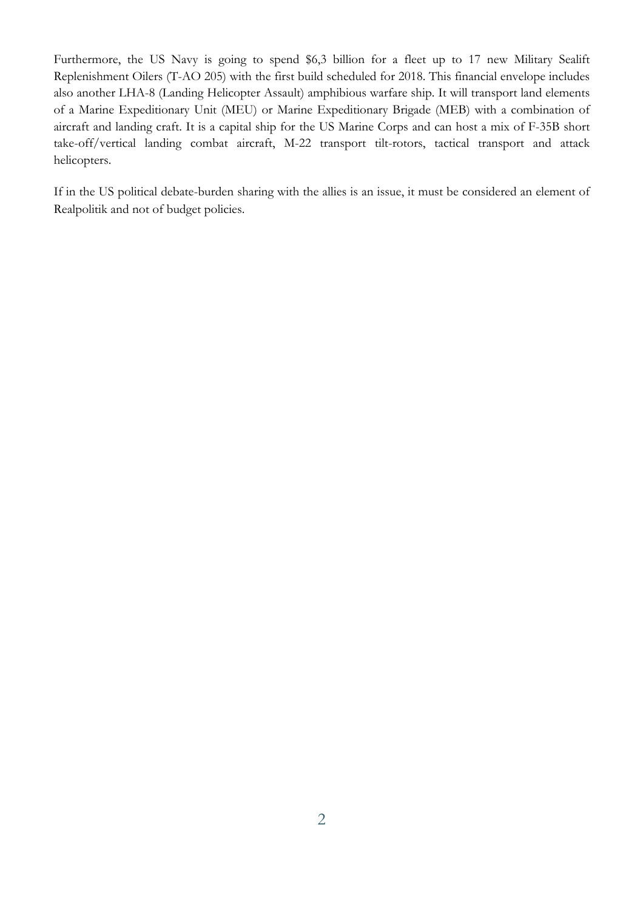Furthermore, the US Navy is going to spend $6,3 billion for a fleet up to 17 new Military Sealift Replenishment Oilers (T-AO 205) with the first build scheduled for 2018. This financial envelope includes also another LHA-8 (Landing Helicopter Assault) amphibious warfare ship. It will transport land elements of a Marine Expeditionary Unit (MEU) or Marine Expeditionary Brigade (MEB) with a combination of aircraft and landing craft. It is a capital ship for the US Marine Corps and can host a mix of F-35B short take-off/vertical landing combat aircraft, M-22 transport tilt-rotors, tactical transport and attack helicopters.

If in the US political debate-burden sharing with the allies is an issue, it must be considered an element of Realpolitik and not of budget policies.